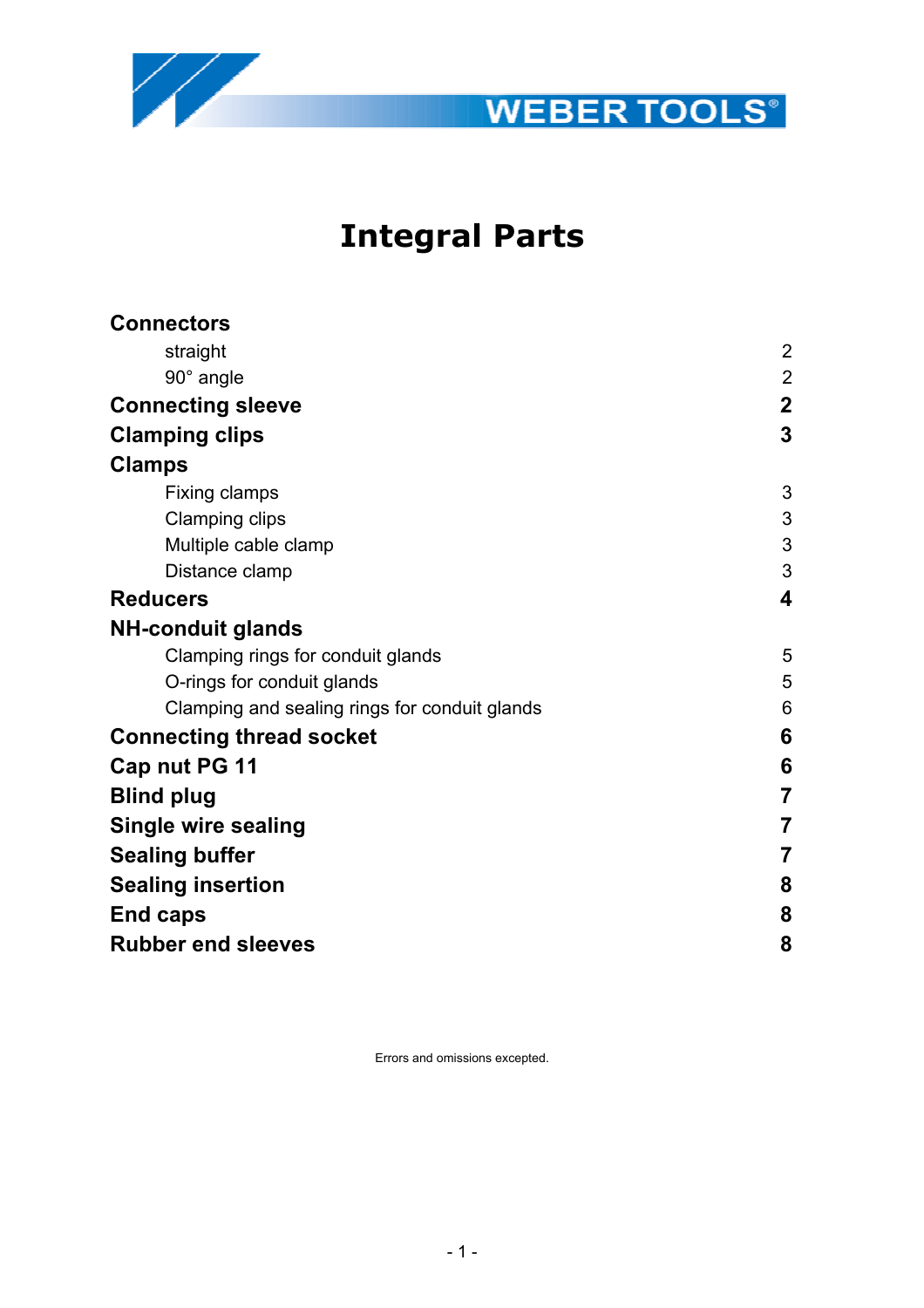WEBER TOOLS®

# Integral Parts

| | |
|---|---|
| **Connectors** | |
| straight | 2 |
| 90° angle | 2 |
| **Connecting sleeve** | **2** |
| **Clamping clips** | **3** |
| **Clamps** | |
| Fixing clamps | 3 |
| Clamping clips | 3 |
| Multiple cable clamp | 3 |
| Distance clamp | 3 |
| **Reducers** | **4** |
| **NH-conduit glands** | |
| Clamping rings for conduit glands | 5 |
| O-rings for conduit glands | 5 |
| Clamping and sealing rings for conduit glands | 6 |
| **Connecting thread socket** | **6** |
| **Cap nut PG 11** | **6** |
| **Blind plug** | **7** |
| **Single wire sealing** | **7** |
| **Sealing buffer** | **7** |
| **Sealing insertion** | **8** |
| **End caps** | **8** |
| **Rubber end sleeves** | **8** |

Errors and omissions excepted.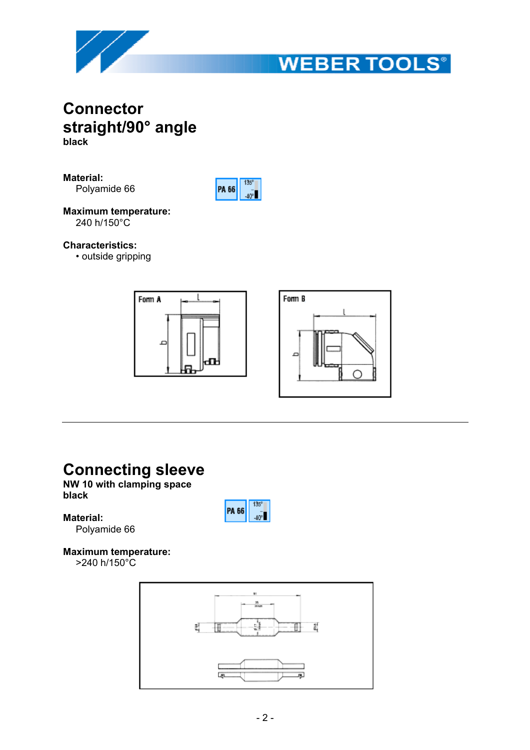# Connector straight/90° angle

**black**

**Material:**
Polyamide 66

PA 66 | 135° / -40°

**Maximum temperature:**
240 h/150°C

**Characteristics:**
• outside gripping

Form A | Form B

---

# Connecting sleeve

**NW 10 with clamping space**
**black**

PA 66 | 135° / -40°

**Material:**
Polyamide 66

**Maximum temperature:**
>240 h/150°C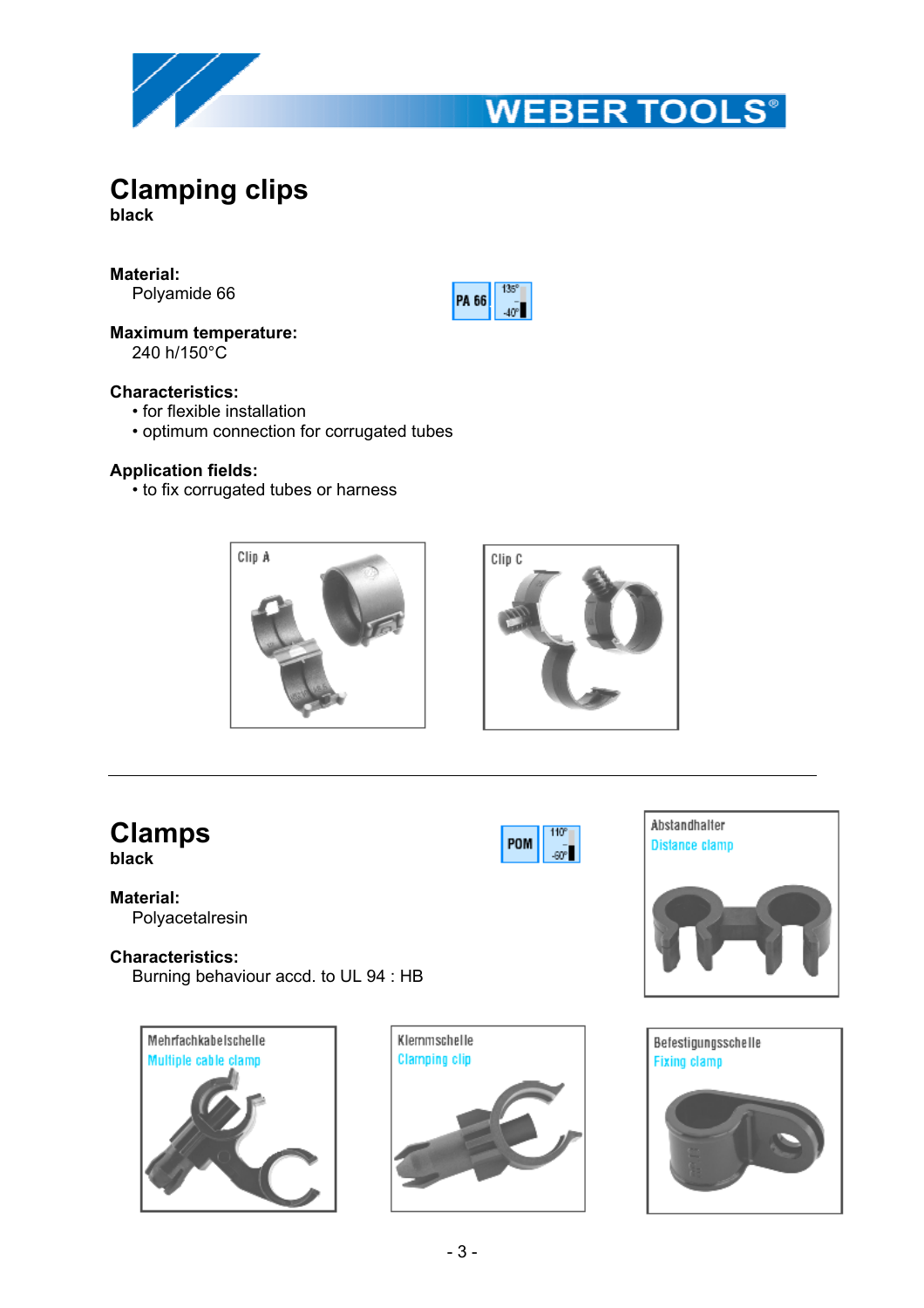# Clamping clips

**black**

**Material:**
Polyamide 66

PA 66 | 135° -40°

**Maximum temperature:**
240 h/150°C

**Characteristics:**

- for flexible installation
- optimum connection for corrugated tubes

**Application fields:**

- to fix corrugated tubes or harness

Clip A

Clip C

---

# Clamps

**black**

POM | 110° -60°

**Material:**
Polyacetalresin

**Characteristics:**
Burning behaviour accd. to UL 94 : HB

Abstandhalter
Distance clamp

Mehrfachkabelschelle
Multiple cable clamp

Klemmschelle
Clamping clip

Befestigungsschelle
Fixing clamp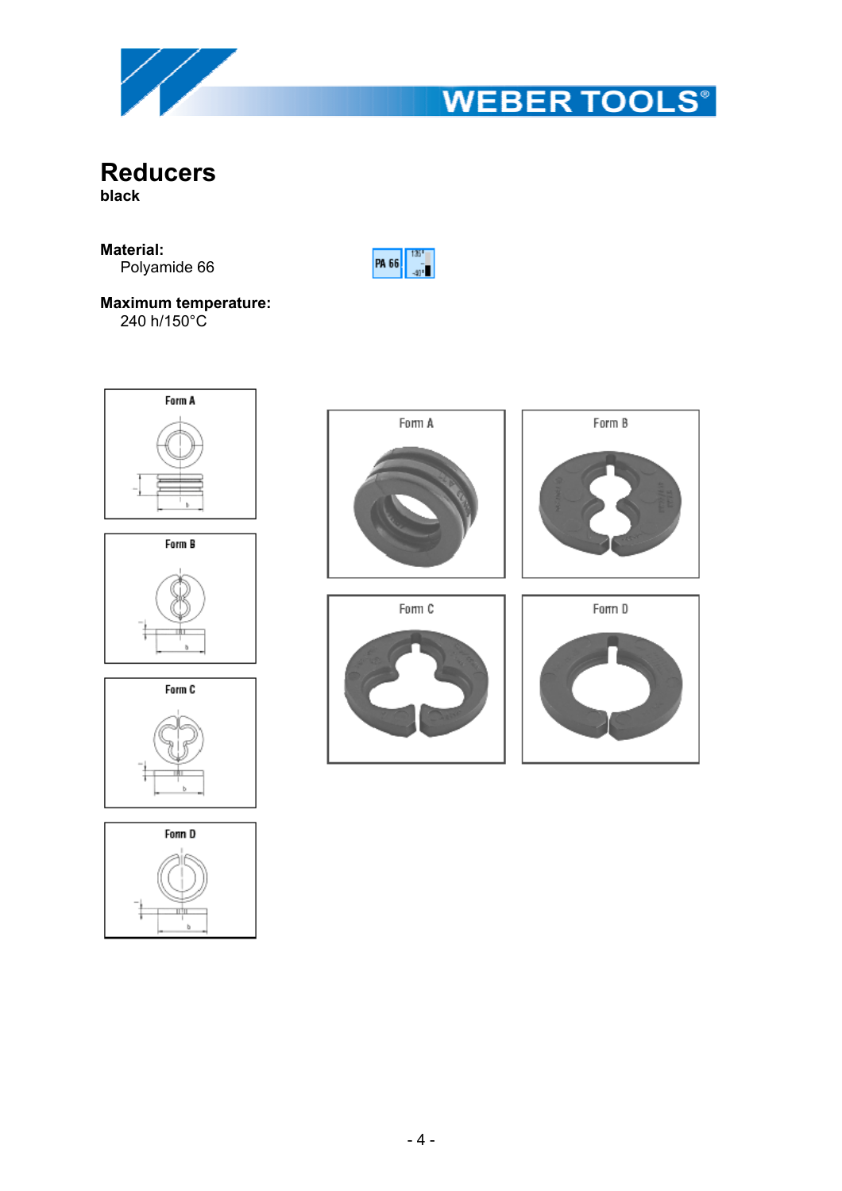# Reducers

**black**

**Material:**
Polyamide 66

**Maximum temperature:**
240 h/150°C

Form A

Form B

Form C

Form D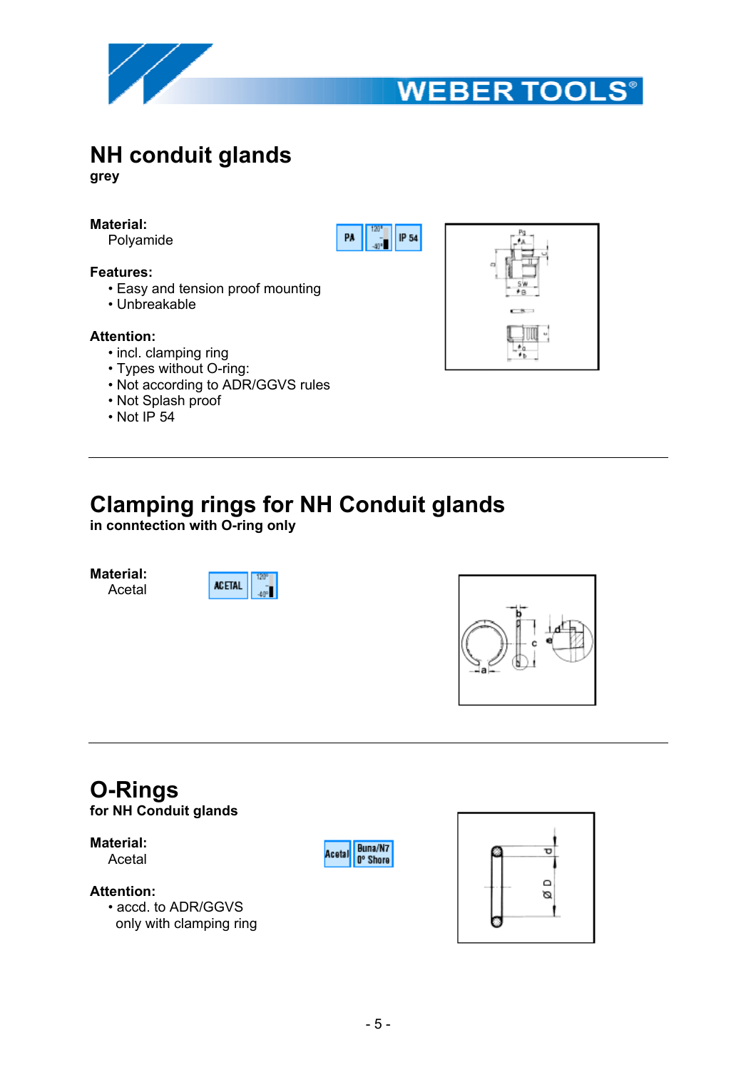# NH conduit glands

**grey**

**Material:**

Polyamide

**Features:**

- Easy and tension proof mounting
- Unbreakable

**Attention:**

- incl. clamping ring
- Types without O-ring:
- Not according to ADR/GGVS rules
- Not Splash proof
- Not IP 54

---

# Clamping rings for NH Conduit glands

**in conntection with O-ring only**

**Material:**

Acetal

---

# O-Rings

**for NH Conduit glands**

**Material:**

Acetal

**Attention:**

- accd. to ADR/GGVS only with clamping ring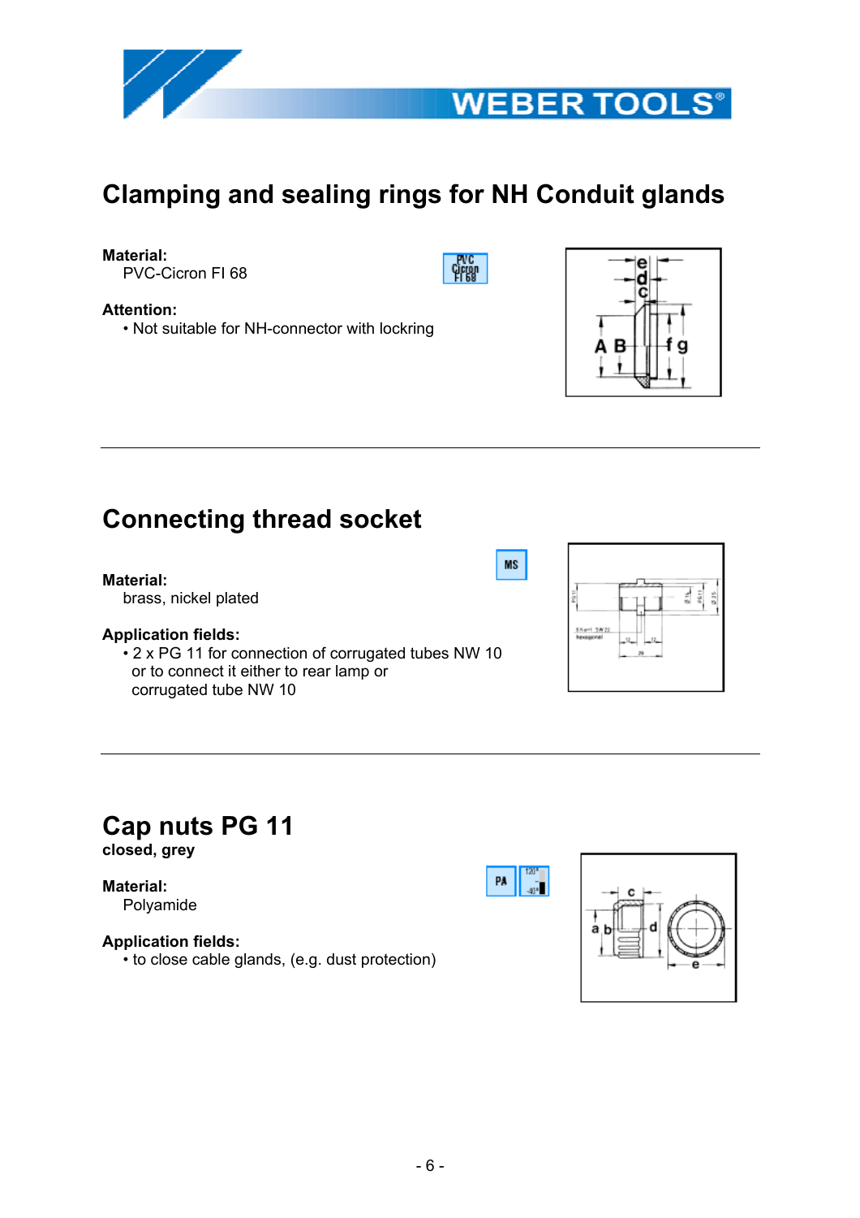## Clamping and sealing rings for NH Conduit glands

**Material:**
PVC-Cicron FI 68

**Attention:**
- Not suitable for NH-connector with lockring

---

## Connecting thread socket

**Material:**
brass, nickel plated

**Application fields:**
- 2 x PG 11 for connection of corrugated tubes NW 10 or to connect it either to rear lamp or corrugated tube NW 10

---

## Cap nuts PG 11

**closed, grey**

**Material:**
Polyamide

**Application fields:**
- to close cable glands, (e.g. dust protection)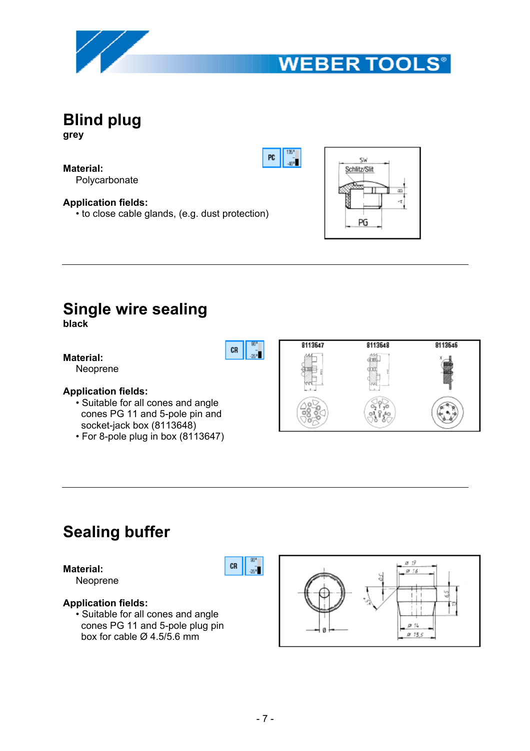## Blind plug

**grey**

**Material:**
Polycarbonate

**Application fields:**
- to close cable glands, (e.g. dust protection)

---

## Single wire sealing

**black**

**Material:**
Neoprene

**Application fields:**
- Suitable for all cones and angle cones PG 11 and 5-pole pin and socket-jack box (8113648)
- For 8-pole plug in box (8113647)

---

## Sealing buffer

**Material:**
Neoprene

**Application fields:**
- Suitable for all cones and angle cones PG 11 and 5-pole plug pin box for cable Ø 4.5/5.6 mm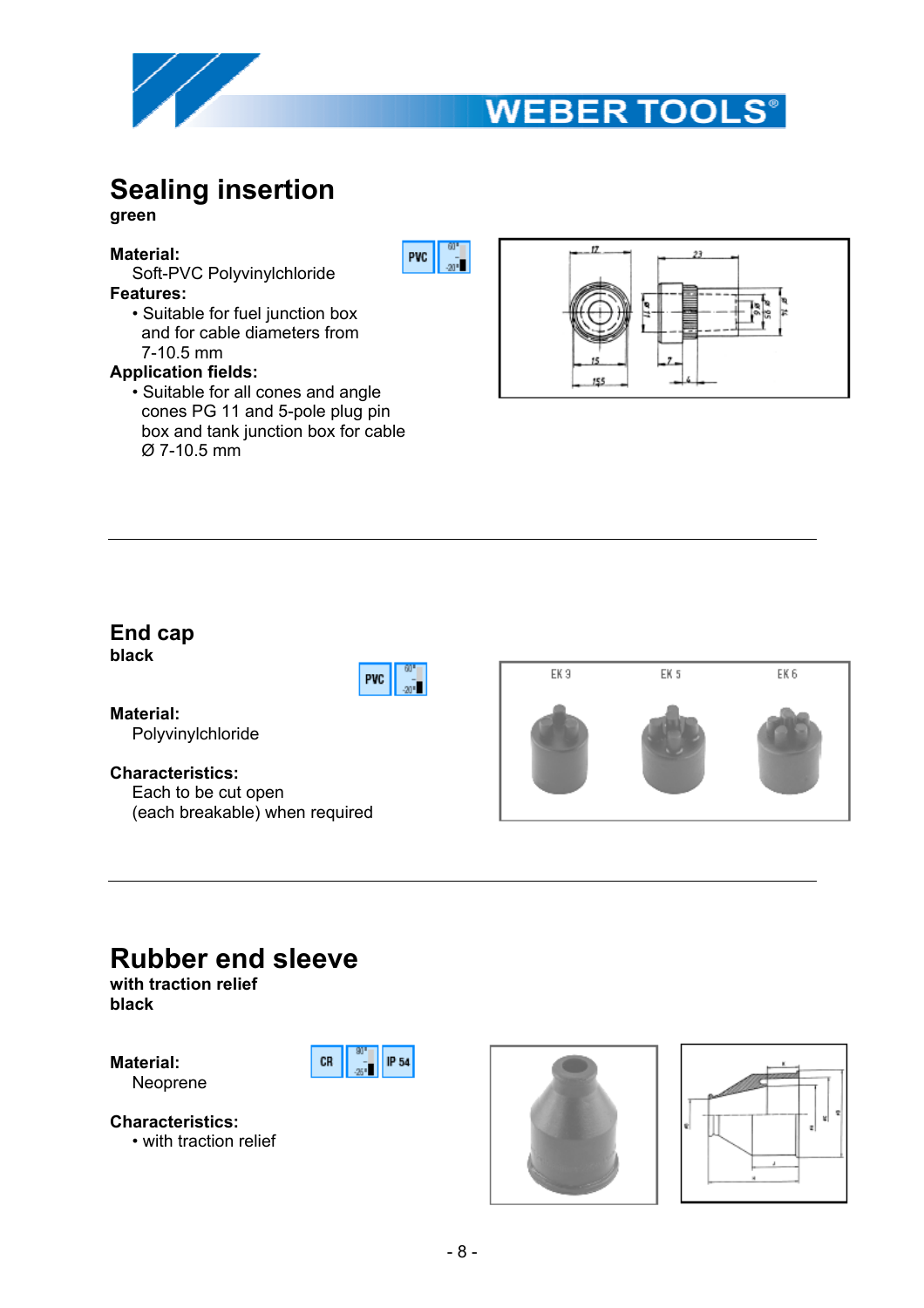# Sealing insertion

**green**

**Material:**
Soft-PVC Polyvinylchloride

**Features:**

- Suitable for fuel junction box and for cable diameters from 7-10.5 mm

**Application fields:**

- Suitable for all cones and angle cones PG 11 and 5-pole plug pin box and tank junction box for cable Ø 7-10.5 mm

# End cap

**black**

**Material:**
Polyvinylchloride

**Characteristics:**
Each to be cut open
(each breakable) when required

EK 3
EK 5
EK 6

# Rubber end sleeve

**with traction relief**
**black**

**Material:**
Neoprene

**Characteristics:**

- with traction relief